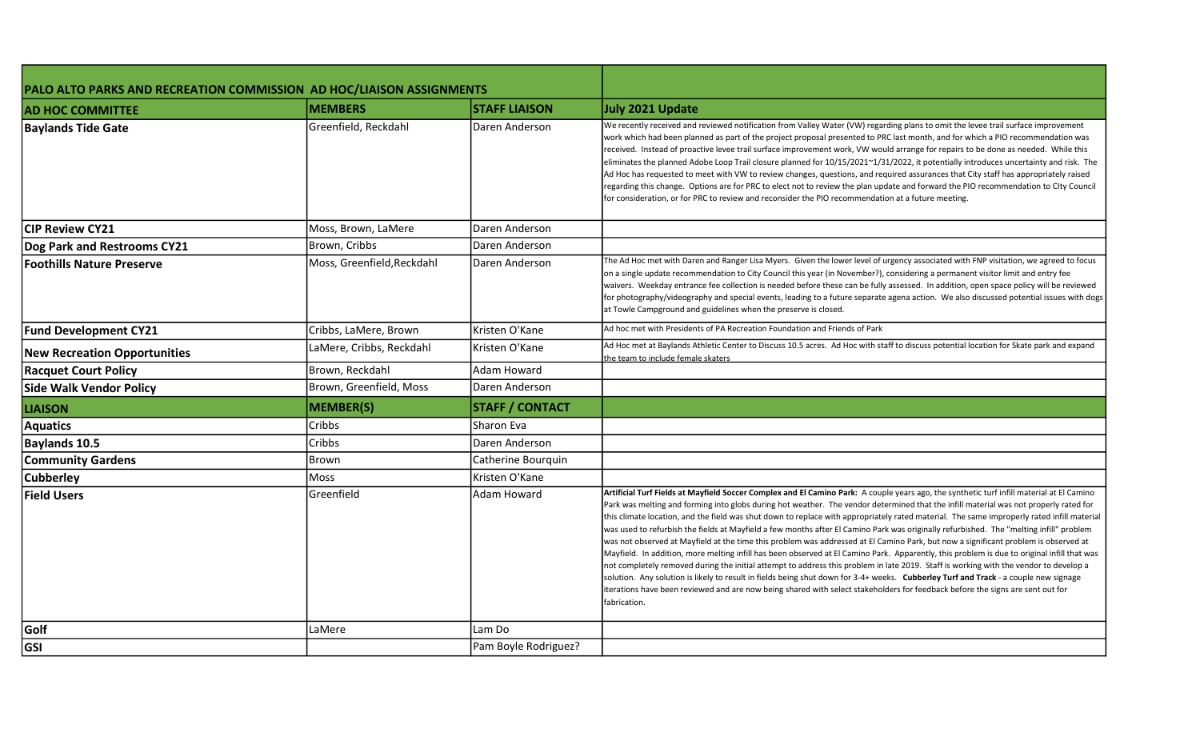| PALO ALTO PARKS AND RECREATION COMMISSION AD HOC/LIAISON ASSIGNMENTS | | | |
|---|---|---|---|
| **AD HOC COMMITTEE** | **MEMBERS** | **STAFF LIAISON** | **July 2021 Update** |
| **Baylands Tide Gate** | Greenfield, Reckdahl | Daren Anderson | We recently received and reviewed notification from Valley Water (VW) regarding plans to omit the levee trail surface improvement work which had been planned as part of the project proposal presented to PRC last month, and for which a PIO recommendation was received. Instead of proactive levee trail surface improvement work, VW would arrange for repairs to be done as needed. While this eliminates the planned Adobe Loop Trail closure planned for 10/15/2021~1/31/2022, it potentially introduces uncertainty and risk. The Ad Hoc has requested to meet with VW to review changes, questions, and required assurances that City staff has appropriately raised regarding this change. Options are for PRC to elect not to review the plan update and forward the PIO recommendation to CIty Council for consideration, or for PRC to review and reconsider the PIO recommendation at a future meeting. |
| **CIP Review CY21** | Moss, Brown, LaMere | Daren Anderson | |
| **Dog Park and Restrooms CY21** | Brown, Cribbs | Daren Anderson | |
| **Foothills Nature Preserve** | Moss, Greenfield,Reckdahl | Daren Anderson | The Ad Hoc met with Daren and Ranger Lisa Myers. Given the lower level of urgency associated with FNP visitation, we agreed to focus on a single update recommendation to City Council this year (in November?), considering a permanent visitor limit and entry fee waivers. Weekday entrance fee collection is needed before these can be fully assessed. In addition, open space policy will be reviewed for photography/videography and special events, leading to a future separate agena action. We also discussed potential issues with dogs at Towle Campground and guidelines when the preserve is closed. |
| **Fund Development CY21** | Cribbs, LaMere, Brown | Kristen O'Kane | Ad hoc met with Presidents of PA Recreation Foundation and Friends of Park |
| **New Recreation Opportunities** | LaMere, Cribbs, Reckdahl | Kristen O'Kane | Ad Hoc met at Baylands Athletic Center to Discuss 10.5 acres. Ad Hoc with staff to discuss potential location for Skate park and expand the team to include female skaters |
| **Racquet Court Policy** | Brown, Reckdahl | Adam Howard | |
| **Side Walk Vendor Policy** | Brown, Greenfield, Moss | Daren Anderson | |
| **LIAISON** | **MEMBER(S)** | **STAFF / CONTACT** | |
| **Aquatics** | Cribbs | Sharon Eva | |
| **Baylands 10.5** | Cribbs | Daren Anderson | |
| **Community Gardens** | Brown | Catherine Bourquin | |
| **Cubberley** | Moss | Kristen O'Kane | |
| **Field Users** | Greenfield | Adam Howard | **Artificial Turf Fields at Mayfield Soccer Complex and El Camino Park:** A couple years ago, the synthetic turf infill material at El Camino Park was melting and forming into globs during hot weather. The vendor determined that the infill material was not properly rated for this climate location, and the field was shut down to replace with appropriately rated material. The same improperly rated infill material was used to refurbish the fields at Mayfield a few months after El Camino Park was originally refurbished. The "melting infill" problem was not observed at Mayfield at the time this problem was addressed at El Camino Park, but now a significant problem is observed at Mayfield. In addition, more melting infill has been observed at El Camino Park. Apparently, this problem is due to original infill that was not completely removed during the initial attempt to address this problem in late 2019. Staff is working with the vendor to develop a solution. Any solution is likely to result in fields being shut down for 3-4+ weeks. **Cubberley Turf and Track** - a couple new signage iterations have been reviewed and are now being shared with select stakeholders for feedback before the signs are sent out for fabrication. |
| **Golf** | LaMere | Lam Do | |
| **GSI** | | Pam Boyle Rodriguez? | |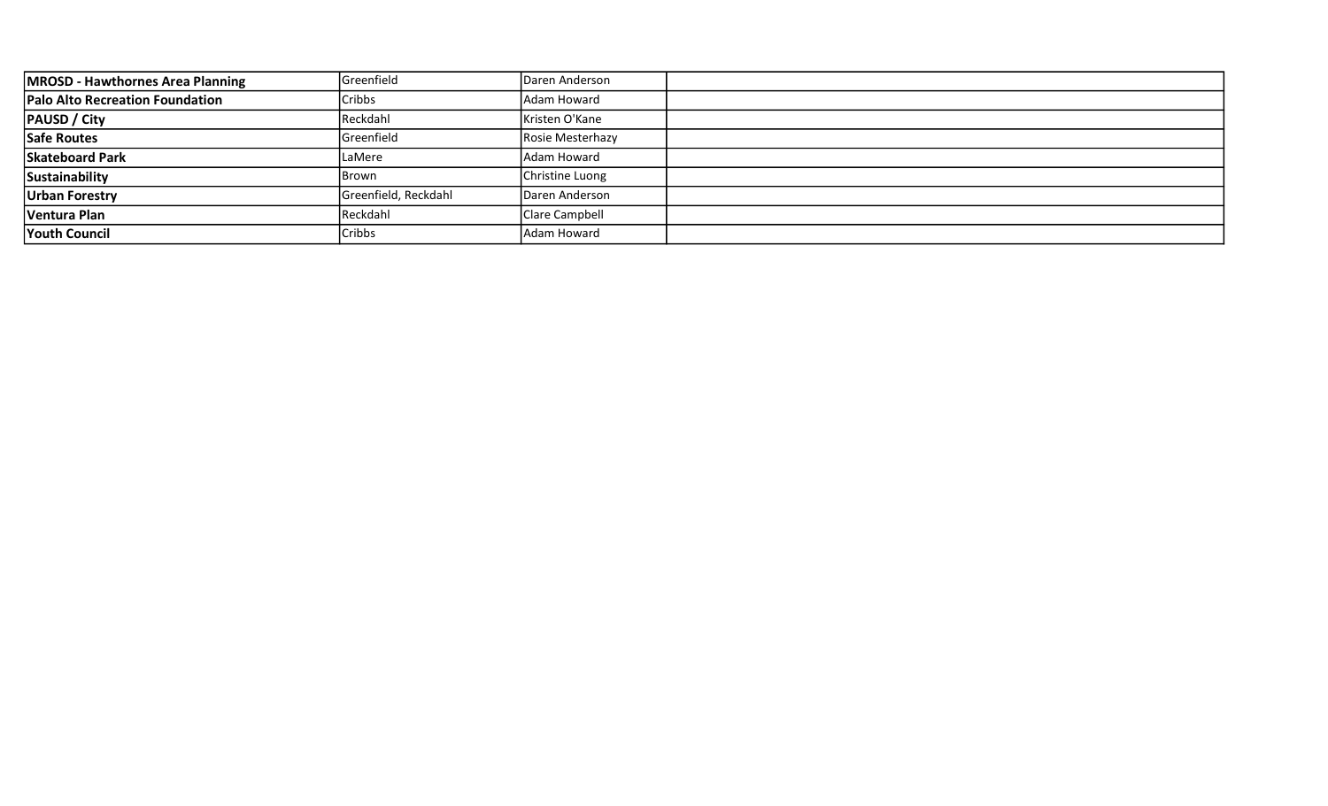| | | | |
|---|---|---|---|
| **MROSD - Hawthornes Area Planning** | Greenfield | Daren Anderson | |
| **Palo Alto Recreation Foundation** | Cribbs | Adam Howard | |
| **PAUSD / City** | Reckdahl | Kristen O'Kane | |
| **Safe Routes** | Greenfield | Rosie Mesterhazy | |
| **Skateboard Park** | LaMere | Adam Howard | |
| **Sustainability** | Brown | Christine Luong | |
| **Urban Forestry** | Greenfield, Reckdahl | Daren Anderson | |
| **Ventura Plan** | Reckdahl | Clare Campbell | |
| **Youth Council** | Cribbs | Adam Howard | |